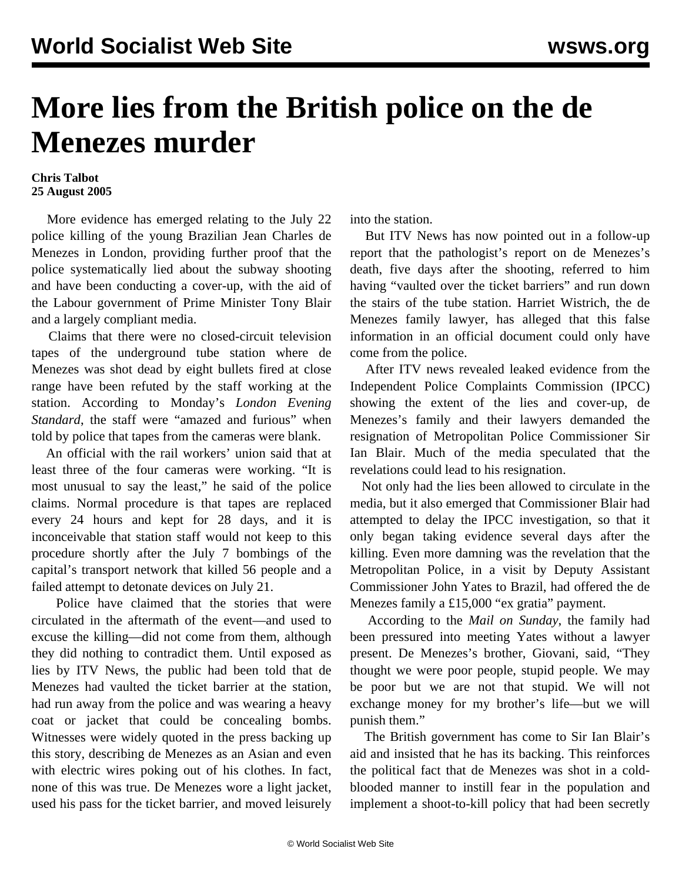# More lies from the British police on the de Menezes murder

**Chris Talbot**
**25 August 2005**

More evidence has emerged relating to the July 22 police killing of the young Brazilian Jean Charles de Menezes in London, providing further proof that the police systematically lied about the subway shooting and have been conducting a cover-up, with the aid of the Labour government of Prime Minister Tony Blair and a largely compliant media.

Claims that there were no closed-circuit television tapes of the underground tube station where de Menezes was shot dead by eight bullets fired at close range have been refuted by the staff working at the station. According to Monday's *London Evening Standard*, the staff were "amazed and furious" when told by police that tapes from the cameras were blank.

An official with the rail workers' union said that at least three of the four cameras were working. "It is most unusual to say the least," he said of the police claims. Normal procedure is that tapes are replaced every 24 hours and kept for 28 days, and it is inconceivable that station staff would not keep to this procedure shortly after the July 7 bombings of the capital's transport network that killed 56 people and a failed attempt to detonate devices on July 21.

Police have claimed that the stories that were circulated in the aftermath of the event—and used to excuse the killing—did not come from them, although they did nothing to contradict them. Until exposed as lies by ITV News, the public had been told that de Menezes had vaulted the ticket barrier at the station, had run away from the police and was wearing a heavy coat or jacket that could be concealing bombs. Witnesses were widely quoted in the press backing up this story, describing de Menezes as an Asian and even with electric wires poking out of his clothes. In fact, none of this was true. De Menezes wore a light jacket, used his pass for the ticket barrier, and moved leisurely into the station.

But ITV News has now pointed out in a follow-up report that the pathologist's report on de Menezes's death, five days after the shooting, referred to him having "vaulted over the ticket barriers" and run down the stairs of the tube station. Harriet Wistrich, the de Menezes family lawyer, has alleged that this false information in an official document could only have come from the police.

After ITV news revealed leaked evidence from the Independent Police Complaints Commission (IPCC) showing the extent of the lies and cover-up, de Menezes's family and their lawyers demanded the resignation of Metropolitan Police Commissioner Sir Ian Blair. Much of the media speculated that the revelations could lead to his resignation.

Not only had the lies been allowed to circulate in the media, but it also emerged that Commissioner Blair had attempted to delay the IPCC investigation, so that it only began taking evidence several days after the killing. Even more damning was the revelation that the Metropolitan Police, in a visit by Deputy Assistant Commissioner John Yates to Brazil, had offered the de Menezes family a £15,000 "ex gratia" payment.

According to the *Mail on Sunday*, the family had been pressured into meeting Yates without a lawyer present. De Menezes's brother, Giovani, said, "They thought we were poor people, stupid people. We may be poor but we are not that stupid. We will not exchange money for my brother's life—but we will punish them."

The British government has come to Sir Ian Blair's aid and insisted that he has its backing. This reinforces the political fact that de Menezes was shot in a cold-blooded manner to instill fear in the population and implement a shoot-to-kill policy that had been secretly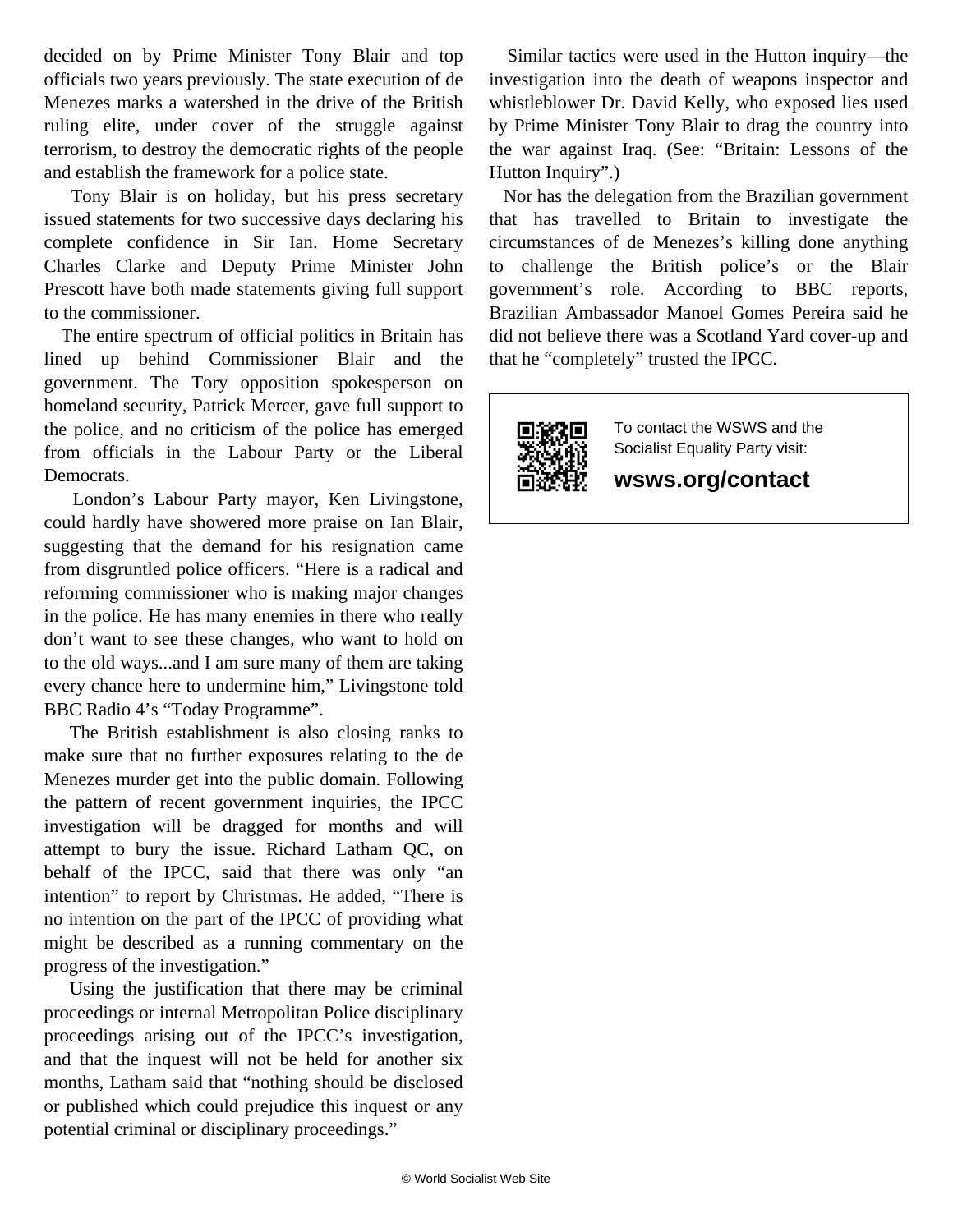decided on by Prime Minister Tony Blair and top officials two years previously. The state execution of de Menezes marks a watershed in the drive of the British ruling elite, under cover of the struggle against terrorism, to destroy the democratic rights of the people and establish the framework for a police state.

Tony Blair is on holiday, but his press secretary issued statements for two successive days declaring his complete confidence in Sir Ian. Home Secretary Charles Clarke and Deputy Prime Minister John Prescott have both made statements giving full support to the commissioner.

The entire spectrum of official politics in Britain has lined up behind Commissioner Blair and the government. The Tory opposition spokesperson on homeland security, Patrick Mercer, gave full support to the police, and no criticism of the police has emerged from officials in the Labour Party or the Liberal Democrats.

London's Labour Party mayor, Ken Livingstone, could hardly have showered more praise on Ian Blair, suggesting that the demand for his resignation came from disgruntled police officers. "Here is a radical and reforming commissioner who is making major changes in the police. He has many enemies in there who really don't want to see these changes, who want to hold on to the old ways...and I am sure many of them are taking every chance here to undermine him," Livingstone told BBC Radio 4's "Today Programme".

The British establishment is also closing ranks to make sure that no further exposures relating to the de Menezes murder get into the public domain. Following the pattern of recent government inquiries, the IPCC investigation will be dragged for months and will attempt to bury the issue. Richard Latham QC, on behalf of the IPCC, said that there was only "an intention" to report by Christmas. He added, "There is no intention on the part of the IPCC of providing what might be described as a running commentary on the progress of the investigation."

Using the justification that there may be criminal proceedings or internal Metropolitan Police disciplinary proceedings arising out of the IPCC's investigation, and that the inquest will not be held for another six months, Latham said that "nothing should be disclosed or published which could prejudice this inquest or any potential criminal or disciplinary proceedings."

Similar tactics were used in the Hutton inquiry—the investigation into the death of weapons inspector and whistleblower Dr. David Kelly, who exposed lies used by Prime Minister Tony Blair to drag the country into the war against Iraq. (See: "Britain: Lessons of the Hutton Inquiry".)

Nor has the delegation from the Brazilian government that has travelled to Britain to investigate the circumstances of de Menezes's killing done anything to challenge the British police's or the Blair government's role. According to BBC reports, Brazilian Ambassador Manoel Gomes Pereira said he did not believe there was a Scotland Yard cover-up and that he "completely" trusted the IPCC.

To contact the WSWS and the Socialist Equality Party visit:

**wsws.org/contact**